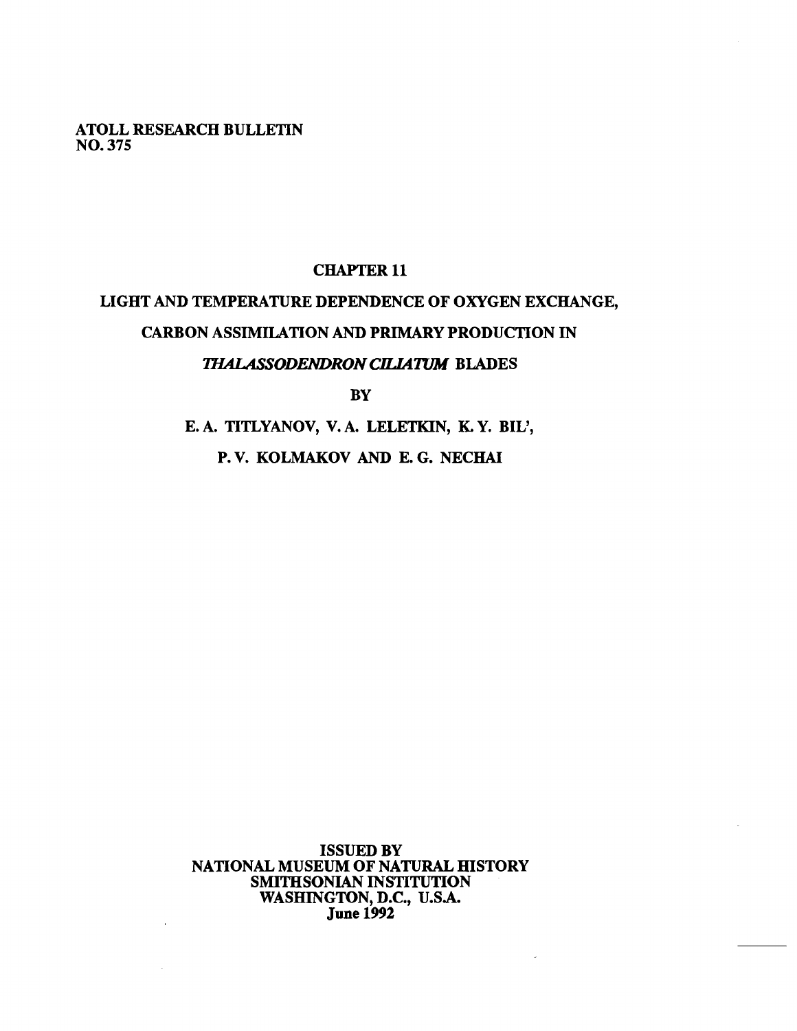ATOLL RESEARCH BULLETIN
NO. 375

# CHAPTER 11

# LIGHT AND TEMPERATURE DEPENDENCE OF OXYGEN EXCHANGE, CARBON ASSIMILATION AND PRIMARY PRODUCTION IN *THALASSODENDRON CILIATUM* BLADES

BY

E. A. TITLYANOV, V. A. LELETKIN, K. Y. BIL',

P. V. KOLMAKOV AND E. G. NECHAI

ISSUED BY
NATIONAL MUSEUM OF NATURAL HISTORY
SMITHSONIAN INSTITUTION
WASHINGTON, D.C., U.S.A.
June 1992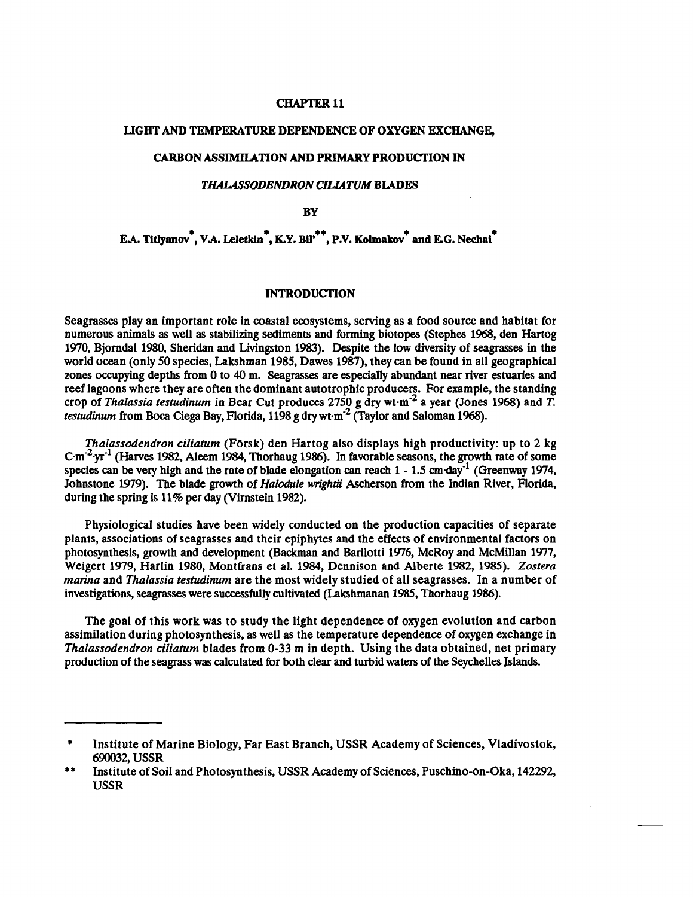# CHAPTER 11

## LIGHT AND TEMPERATURE DEPENDENCE OF OXYGEN EXCHANGE, CARBON ASSIMILATION AND PRIMARY PRODUCTION IN *THALASSODENDRON CILIATUM* BLADES

BY

**E.A. Titlyanov\*, V.A. Leletkin\*, K.Y. Bil'\*\*, P.V. Kolmakov\* and E.G. Nechai\***

## INTRODUCTION

Seagrasses play an important role in coastal ecosystems, serving as a food source and habitat for numerous animals as well as stabilizing sediments and forming biotopes (Stephes 1968, den Hartog 1970, Bjorndal 1980, Sheridan and Livingston 1983). Despite the low diversity of seagrasses in the world ocean (only 50 species, Lakshman 1985, Dawes 1987), they can be found in all geographical zones occupying depths from 0 to 40 m. Seagrasses are especially abundant near river estuaries and reef lagoons where they are often the dominant autotrophic producers. For example, the standing crop of *Thalassia testudinum* in Bear Cut produces 2750 g dry wt·$m^{-2}$ a year (Jones 1968) and *T. testudinum* from Boca Ciega Bay, Florida, 1198 g dry wt·$m^{-2}$ (Taylor and Saloman 1968).

*Thalassodendron ciliatum* (Försk) den Hartog also displays high productivity: up to 2 kg C·$m^{-2}$·$yr^{-1}$ (Harves 1982, Aleem 1984, Thorhaug 1986). In favorable seasons, the growth rate of some species can be very high and the rate of blade elongation can reach 1 - 1.5 cm·$day^{-1}$ (Greenway 1974, Johnstone 1979). The blade growth of *Halodule wrightii* Ascherson from the Indian River, Florida, during the spring is 11% per day (Virnstein 1982).

Physiological studies have been widely conducted on the production capacities of separate plants, associations of seagrasses and their epiphytes and the effects of environmental factors on photosynthesis, growth and development (Backman and Barilotti 1976, McRoy and McMillan 1977, Weigert 1979, Harlin 1980, Montfrans et al. 1984, Dennison and Alberte 1982, 1985). *Zostera marina* and *Thalassia testudinum* are the most widely studied of all seagrasses. In a number of investigations, seagrasses were successfully cultivated (Lakshmanan 1985, Thorhaug 1986).

The goal of this work was to study the light dependence of oxygen evolution and carbon assimilation during photosynthesis, as well as the temperature dependence of oxygen exchange in *Thalassodendron ciliatum* blades from 0-33 m in depth. Using the data obtained, net primary production of the seagrass was calculated for both clear and turbid waters of the Seychelles Islands.

---

\* Institute of Marine Biology, Far East Branch, USSR Academy of Sciences, Vladivostok, 690032, USSR

\*\* Institute of Soil and Photosynthesis, USSR Academy of Sciences, Puschino-on-Oka, 142292, USSR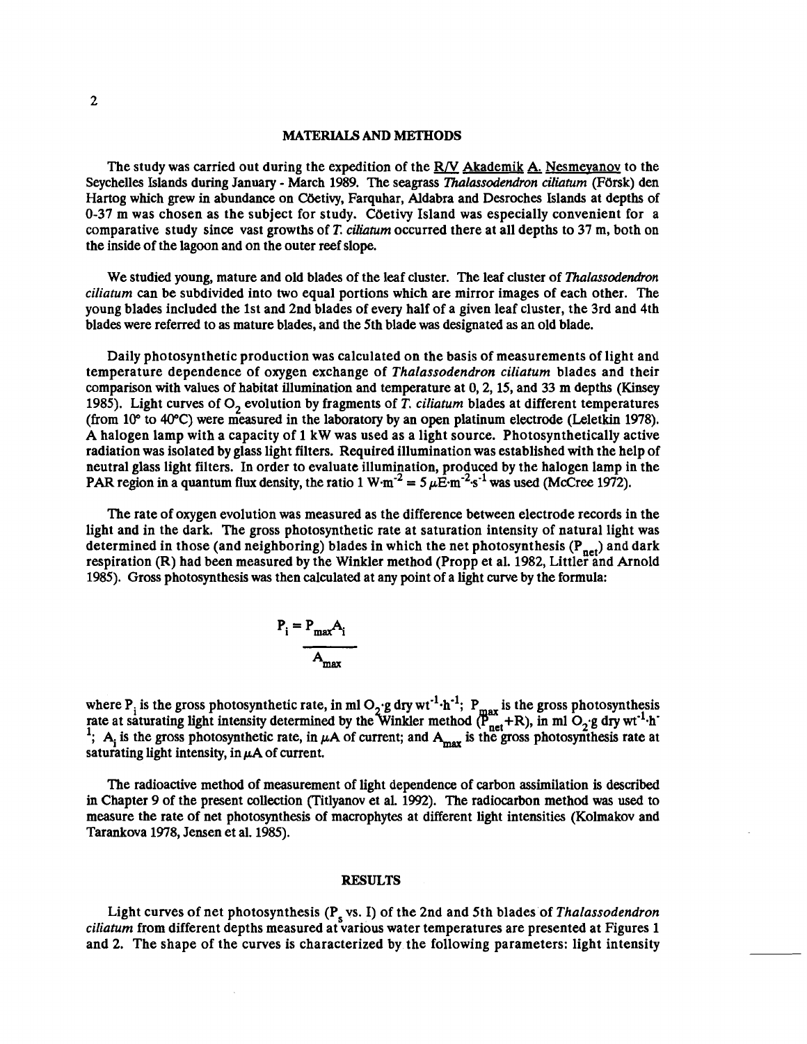## MATERIALS AND METHODS

The study was carried out during the expedition of the R/V Akademik A. Nesmeyanov to the Seychelles Islands during January - March 1989. The seagrass *Thalassodendron ciliatum* (Försk) den Hartog which grew in abundance on Cöetivy, Farquhar, Aldabra and Desroches Islands at depths of 0-37 m was chosen as the subject for study. Cöetivy Island was especially convenient for a comparative study since vast growths of *T. ciliatum* occurred there at all depths to 37 m, both on the inside of the lagoon and on the outer reef slope.

We studied young, mature and old blades of the leaf cluster. The leaf cluster of *Thalassodendron ciliatum* can be subdivided into two equal portions which are mirror images of each other. The young blades included the 1st and 2nd blades of every half of a given leaf cluster, the 3rd and 4th blades were referred to as mature blades, and the 5th blade was designated as an old blade.

Daily photosynthetic production was calculated on the basis of measurements of light and temperature dependence of oxygen exchange of *Thalassodendron ciliatum* blades and their comparison with values of habitat illumination and temperature at 0, 2, 15, and 33 m depths (Kinsey 1985). Light curves of $O_2$ evolution by fragments of *T. ciliatum* blades at different temperatures (from 10° to 40°C) were measured in the laboratory by an open platinum electrode (Leletkin 1978). A halogen lamp with a capacity of 1 kW was used as a light source. Photosynthetically active radiation was isolated by glass light filters. Required illumination was established with the help of neutral glass light filters. In order to evaluate illumination, produced by the halogen lamp in the PAR region in a quantum flux density, the ratio $1\ W{\cdot}m^{-2} = 5\ \mu E{\cdot}m^{-2}{\cdot}s^{-1}$ was used (McCree 1972).

The rate of oxygen evolution was measured as the difference between electrode records in the light and in the dark. The gross photosynthetic rate at saturation intensity of natural light was determined in those (and neighboring) blades in which the net photosynthesis ($P_{net}$) and dark respiration (R) had been measured by the Winkler method (Propp et al. 1982, Littler and Arnold 1985). Gross photosynthesis was then calculated at any point of a light curve by the formula:

$$P_i = \frac{P_{max} A_i}{A_{max}}$$

where $P_i$ is the gross photosynthetic rate, in ml $O_2{\cdot}$g dry wt$^{-1}{\cdot}$h$^{-1}$; $P_{max}$ is the gross photosynthesis rate at saturating light intensity determined by the Winkler method ($P_{net}$+R), in ml $O_2{\cdot}$g dry wt$^{-1}{\cdot}$h$^{-1}$; $A_i$ is the gross photosynthetic rate, in $\mu$A of current; and $A_{max}$ is the gross photosynthesis rate at saturating light intensity, in $\mu$A of current.

The radioactive method of measurement of light dependence of carbon assimilation is described in Chapter 9 of the present collection (Titlyanov et al. 1992). The radiocarbon method was used to measure the rate of net photosynthesis of macrophytes at different light intensities (Kolmakov and Tarankova 1978, Jensen et al. 1985).

## RESULTS

Light curves of net photosynthesis ($P_s$ vs. I) of the 2nd and 5th blades of *Thalassodendron ciliatum* from different depths measured at various water temperatures are presented at Figures 1 and 2. The shape of the curves is characterized by the following parameters: light intensity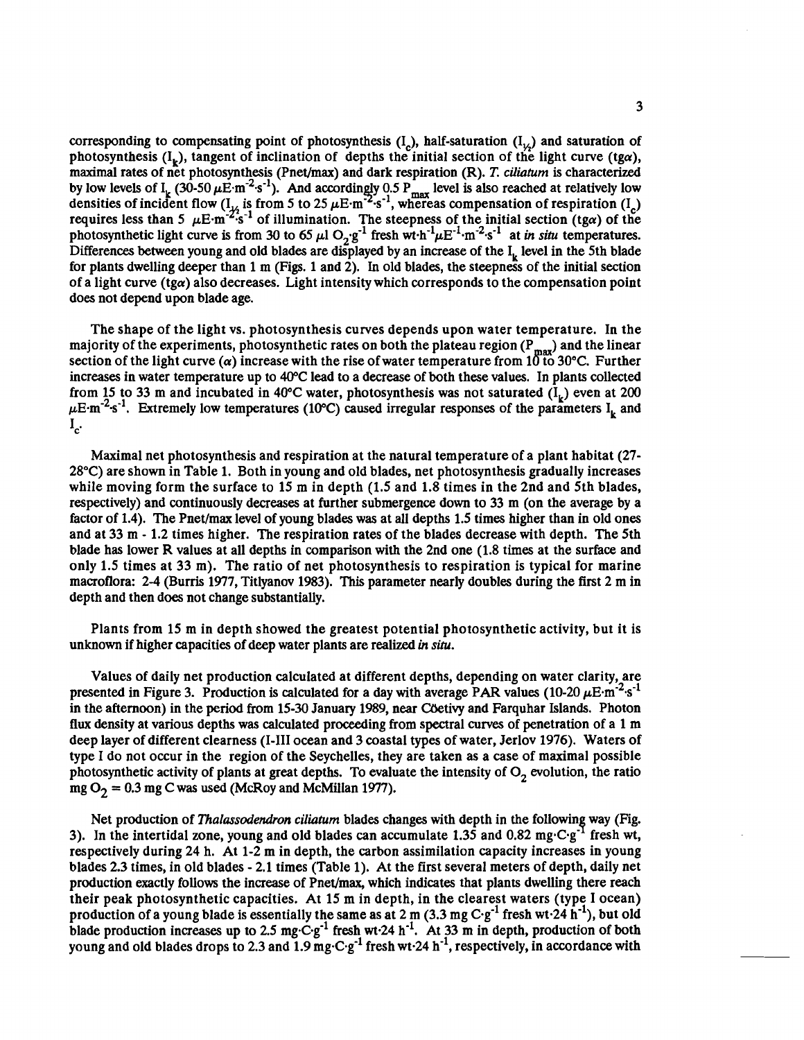corresponding to compensating point of photosynthesis ($I_c$), half-saturation ($I_{½}$) and saturation of photosynthesis ($I_k$), tangent of inclination of depths the initial section of the light curve (tgα), maximal rates of net photosynthesis (Pnet/max) and dark respiration (R). *T. ciliatum* is characterized by low levels of $I_k$ (30-50 $\mu E \cdot m^{-2} \cdot s^{-1}$). And accordingly 0.5 $P_{max}$ level is also reached at relatively low densities of incident flow ($I_{½}$ is from 5 to 25 $\mu E \cdot m^{-2} \cdot s^{-1}$, whereas compensation of respiration ($I_c$) requires less than 5 $\mu E \cdot m^{-2} \cdot s^{-1}$ of illumination. The steepness of the initial section (tgα) of the photosynthetic light curve is from 30 to 65 $\mu l\ O_2 \cdot g^{-1}$ fresh $wt \cdot h^{-1} \mu E^{-1} \cdot m^{-2} \cdot s^{-1}$ at *in situ* temperatures. Differences between young and old blades are displayed by an increase of the $I_k$ level in the 5th blade for plants dwelling deeper than 1 m (Figs. 1 and 2). In old blades, the steepness of the initial section of a light curve (tgα) also decreases. Light intensity which corresponds to the compensation point does not depend upon blade age.

The shape of the light vs. photosynthesis curves depends upon water temperature. In the majority of the experiments, photosynthetic rates on both the plateau region ($P_{max}$) and the linear section of the light curve (α) increase with the rise of water temperature from 10 to 30°C. Further increases in water temperature up to 40°C lead to a decrease of both these values. In plants collected from 15 to 33 m and incubated in 40°C water, photosynthesis was not saturated ($I_k$) even at 200 $\mu E \cdot m^{-2} \cdot s^{-1}$. Extremely low temperatures (10°C) caused irregular responses of the parameters $I_k$ and $I_c$.

Maximal net photosynthesis and respiration at the natural temperature of a plant habitat (27-28°C) are shown in Table 1. Both in young and old blades, net photosynthesis gradually increases while moving form the surface to 15 m in depth (1.5 and 1.8 times in the 2nd and 5th blades, respectively) and continuously decreases at further submergence down to 33 m (on the average by a factor of 1.4). The Pnet/max level of young blades was at all depths 1.5 times higher than in old ones and at 33 m - 1.2 times higher. The respiration rates of the blades decrease with depth. The 5th blade has lower R values at all depths in comparison with the 2nd one (1.8 times at the surface and only 1.5 times at 33 m). The ratio of net photosynthesis to respiration is typical for marine macroflora: 2-4 (Burris 1977, Titlyanov 1983). This parameter nearly doubles during the first 2 m in depth and then does not change substantially.

Plants from 15 m in depth showed the greatest potential photosynthetic activity, but it is unknown if higher capacities of deep water plants are realized *in situ*.

Values of daily net production calculated at different depths, depending on water clarity, are presented in Figure 3. Production is calculated for a day with average PAR values (10-20 $\mu E \cdot m^{-2} \cdot s^{-1}$ in the afternoon) in the period from 15-30 January 1989, near Cöetivy and Farquhar Islands. Photon flux density at various depths was calculated proceeding from spectral curves of penetration of a 1 m deep layer of different clearness (I-III ocean and 3 coastal types of water, Jerlov 1976). Waters of type I do not occur in the region of the Seychelles, they are taken as a case of maximal possible photosynthetic activity of plants at great depths. To evaluate the intensity of $O_2$ evolution, the ratio mg $O_2$ = 0.3 mg C was used (McRoy and McMillan 1977).

Net production of *Thalassodendron ciliatum* blades changes with depth in the following way (Fig. 3). In the intertidal zone, young and old blades can accumulate 1.35 and 0.82 $mg \cdot C \cdot g^{-1}$ fresh wt, respectively during 24 h. At 1-2 m in depth, the carbon assimilation capacity increases in young blades 2.3 times, in old blades - 2.1 times (Table 1). At the first several meters of depth, daily net production exactly follows the increase of Pnet/max, which indicates that plants dwelling there reach their peak photosynthetic capacities. At 15 m in depth, in the clearest waters (type I ocean) production of a young blade is essentially the same as at 2 m (3.3 mg $C \cdot g^{-1}$ fresh $wt \cdot 24\ h^{-1}$), but old blade production increases up to 2.5 $mg \cdot C \cdot g^{-1}$ fresh $wt \cdot 24\ h^{-1}$. At 33 m in depth, production of both young and old blades drops to 2.3 and 1.9 $mg \cdot C \cdot g^{-1}$ fresh $wt \cdot 24\ h^{-1}$, respectively, in accordance with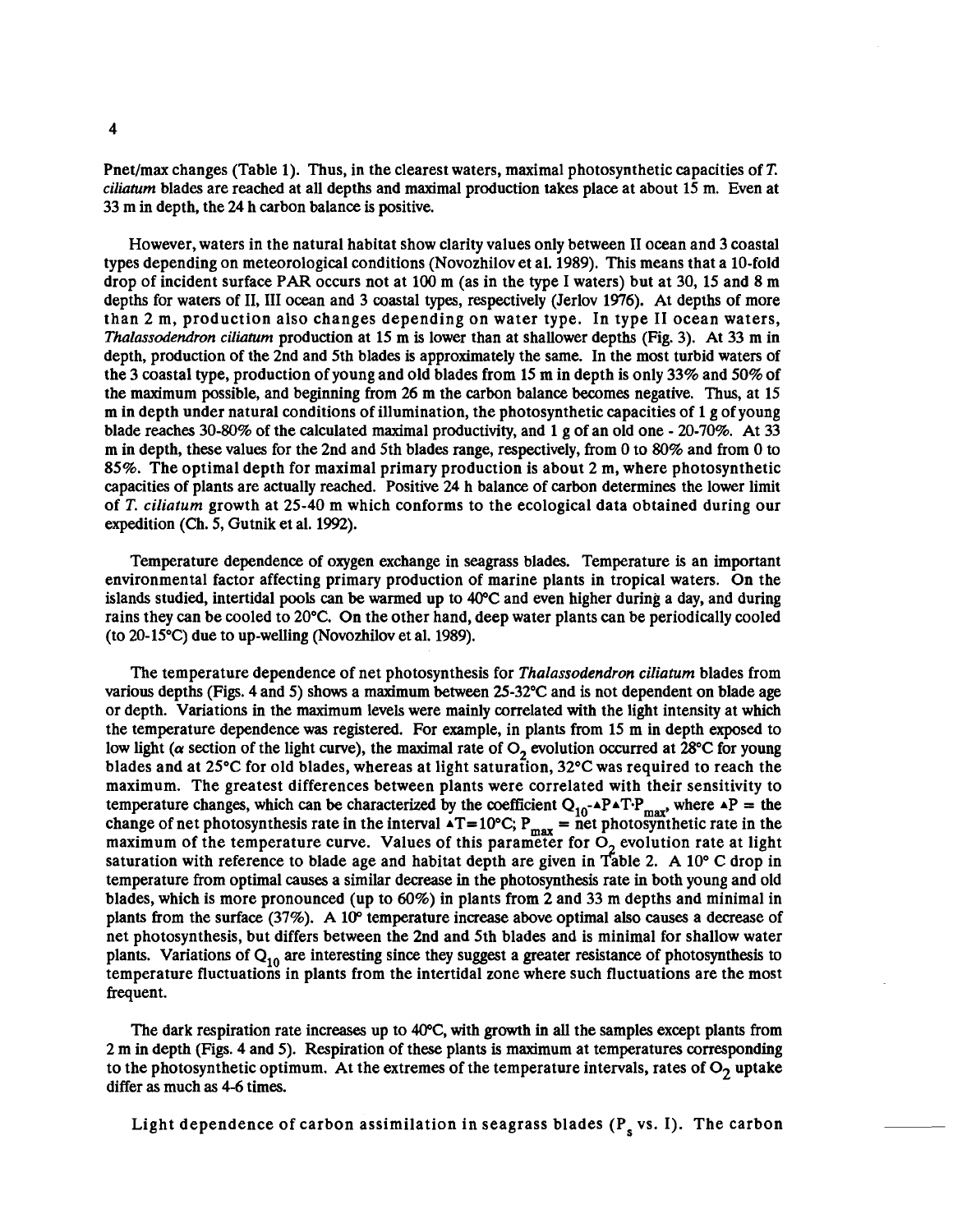Pnet/max changes (Table 1). Thus, in the clearest waters, maximal photosynthetic capacities of *T. ciliatum* blades are reached at all depths and maximal production takes place at about 15 m. Even at 33 m in depth, the 24 h carbon balance is positive.

However, waters in the natural habitat show clarity values only between II ocean and 3 coastal types depending on meteorological conditions (Novozhilov et al. 1989). This means that a 10-fold drop of incident surface PAR occurs not at 100 m (as in the type I waters) but at 30, 15 and 8 m depths for waters of II, III ocean and 3 coastal types, respectively (Jerlov 1976). At depths of more than 2 m, production also changes depending on water type. In type II ocean waters, *Thalassodendron ciliatum* production at 15 m is lower than at shallower depths (Fig. 3). At 33 m in depth, production of the 2nd and 5th blades is approximately the same. In the most turbid waters of the 3 coastal type, production of young and old blades from 15 m in depth is only 33% and 50% of the maximum possible, and beginning from 26 m the carbon balance becomes negative. Thus, at 15 m in depth under natural conditions of illumination, the photosynthetic capacities of 1 g of young blade reaches 30-80% of the calculated maximal productivity, and 1 g of an old one - 20-70%. At 33 m in depth, these values for the 2nd and 5th blades range, respectively, from 0 to 80% and from 0 to 85%. The optimal depth for maximal primary production is about 2 m, where photosynthetic capacities of plants are actually reached. Positive 24 h balance of carbon determines the lower limit of *T. ciliatum* growth at 25-40 m which conforms to the ecological data obtained during our expedition (Ch. 5, Gutnik et al. 1992).

Temperature dependence of oxygen exchange in seagrass blades. Temperature is an important environmental factor affecting primary production of marine plants in tropical waters. On the islands studied, intertidal pools can be warmed up to 40°C and even higher during a day, and during rains they can be cooled to 20°C. On the other hand, deep water plants can be periodically cooled (to 20-15°C) due to up-welling (Novozhilov et al. 1989).

The temperature dependence of net photosynthesis for *Thalassodendron ciliatum* blades from various depths (Figs. 4 and 5) shows a maximum between 25-32°C and is not dependent on blade age or depth. Variations in the maximum levels were mainly correlated with the light intensity at which the temperature dependence was registered. For example, in plants from 15 m in depth exposed to low light ($\alpha$ section of the light curve), the maximal rate of $O_2$ evolution occurred at 28°C for young blades and at 25°C for old blades, whereas at light saturation, 32°C was required to reach the maximum. The greatest differences between plants were correlated with their sensitivity to temperature changes, which can be characterized by the coefficient $Q_{10}$-$\Delta P \Delta T \cdot P_{max}$, where $\Delta P$ = the change of net photosynthesis rate in the interval $\Delta T = 10°C$; $P_{max}$ = net photosynthetic rate in the maximum of the temperature curve. Values of this parameter for $O_2$ evolution rate at light saturation with reference to blade age and habitat depth are given in Table 2. A 10° C drop in temperature from optimal causes a similar decrease in the photosynthesis rate in both young and old blades, which is more pronounced (up to 60%) in plants from 2 and 33 m depths and minimal in plants from the surface (37%). A 10° temperature increase above optimal also causes a decrease of net photosynthesis, but differs between the 2nd and 5th blades and is minimal for shallow water plants. Variations of $Q_{10}$ are interesting since they suggest a greater resistance of photosynthesis to temperature fluctuations in plants from the intertidal zone where such fluctuations are the most frequent.

The dark respiration rate increases up to 40°C, with growth in all the samples except plants from 2 m in depth (Figs. 4 and 5). Respiration of these plants is maximum at temperatures corresponding to the photosynthetic optimum. At the extremes of the temperature intervals, rates of $O_2$ uptake differ as much as 4-6 times.

Light dependence of carbon assimilation in seagrass blades ($P_s$ vs. I). The carbon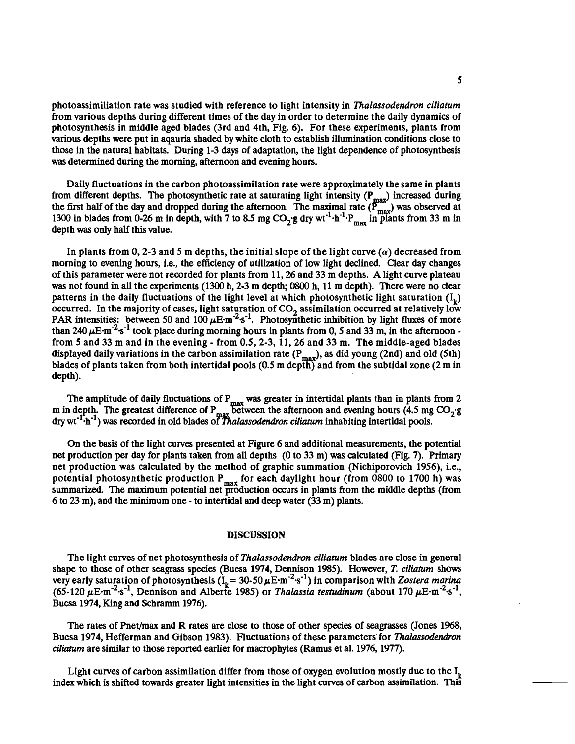photoassimiliation rate was studied with reference to light intensity in *Thalassodendron ciliatum* from various depths during different times of the day in order to determine the daily dynamics of photosynthesis in middle aged blades (3rd and 4th, Fig. 6). For these experiments, plants from various depths were put in aqauria shaded by white cloth to establish illumination conditions close to those in the natural habitats. During 1-3 days of adaptation, the light dependence of photosynthesis was determined during the morning, afternoon and evening hours.

Daily fluctuations in the carbon photoassimilation rate were approximately the same in plants from different depths. The photosynthetic rate at saturating light intensity ($P_{max}$) increased during the first half of the day and dropped during the afternoon. The maximal rate ($P_{max}$) was observed at 1300 in blades from 0-26 m in depth, with 7 to 8.5 mg $CO_2 \cdot$g dry $wt^{-1} \cdot h^{-1} \cdot P_{max}$ in plants from 33 m in depth was only half this value.

In plants from 0, 2-3 and 5 m depths, the initial slope of the light curve ($\alpha$) decreased from morning to evening hours, i.e., the efficiency of utilization of low light declined. Clear day changes of this parameter were not recorded for plants from 11, 26 and 33 m depths. A light curve plateau was not found in all the experiments (1300 h, 2-3 m depth; 0800 h, 11 m depth). There were no clear patterns in the daily fluctuations of the light level at which photosynthetic light saturation ($I_k$) occurred. In the majority of cases, light saturation of $CO_2$ assimilation occurred at relatively low PAR intensities: between 50 and 100 $\mu E \cdot m^{-2} \cdot s^{-1}$. Photosynthetic inhibition by light fluxes of more than 240 $\mu E \cdot m^{-2} \cdot s^{-1}$ took place during morning hours in plants from 0, 5 and 33 m, in the afternoon - from 5 and 33 m and in the evening - from 0.5, 2-3, 11, 26 and 33 m. The middle-aged blades displayed daily variations in the carbon assimilation rate ($P_{max}$), as did young (2nd) and old (5th) blades of plants taken from both intertidal pools (0.5 m depth) and from the subtidal zone (2 m in depth).

The amplitude of daily fluctuations of $P_{max}$ was greater in intertidal plants than in plants from 2 m in depth. The greatest difference of $P_{max}$ between the afternoon and evening hours (4.5 mg $CO_2 \cdot$g dry $wt^{-1} \cdot h^{-1}$) was recorded in old blades of *Thalassodendron ciliatum* inhabiting intertidal pools.

On the basis of the light curves presented at Figure 6 and additional measurements, the potential net production per day for plants taken from all depths (0 to 33 m) was calculated (Fig. 7). Primary net production was calculated by the method of graphic summation (Nichiporovich 1956), i.e., potential photosynthetic production $P_{max}$ for each daylight hour (from 0800 to 1700 h) was summarized. The maximum potential net production occurs in plants from the middle depths (from 6 to 23 m), and the minimum one - to intertidal and deep water (33 m) plants.

## DISCUSSION

The light curves of net photosynthesis of *Thalassodendron ciliatum* blades are close in general shape to those of other seagrass species (Buesa 1974, Dennison 1985). However, *T. ciliatum* shows very early saturation of photosynthesis ($I_k$ = 30-50 $\mu E \cdot m^{-2} \cdot s^{-1}$) in comparison with *Zostera marina* (65-120 $\mu E \cdot m^{-2} \cdot s^{-1}$, Dennison and Alberte 1985) or *Thalassia testudinum* (about 170 $\mu E \cdot m^{-2} \cdot s^{-1}$, Buesa 1974, King and Schramm 1976).

The rates of Pnet/max and R rates are close to those of other species of seagrasses (Jones 1968, Buesa 1974, Hefferman and Gibson 1983). Fluctuations of these parameters for *Thalassodendron ciliatum* are similar to those reported earlier for macrophytes (Ramus et al. 1976, 1977).

Light curves of carbon assimilation differ from those of oxygen evolution mostly due to the $I_k$ index which is shifted towards greater light intensities in the light curves of carbon assimilation. This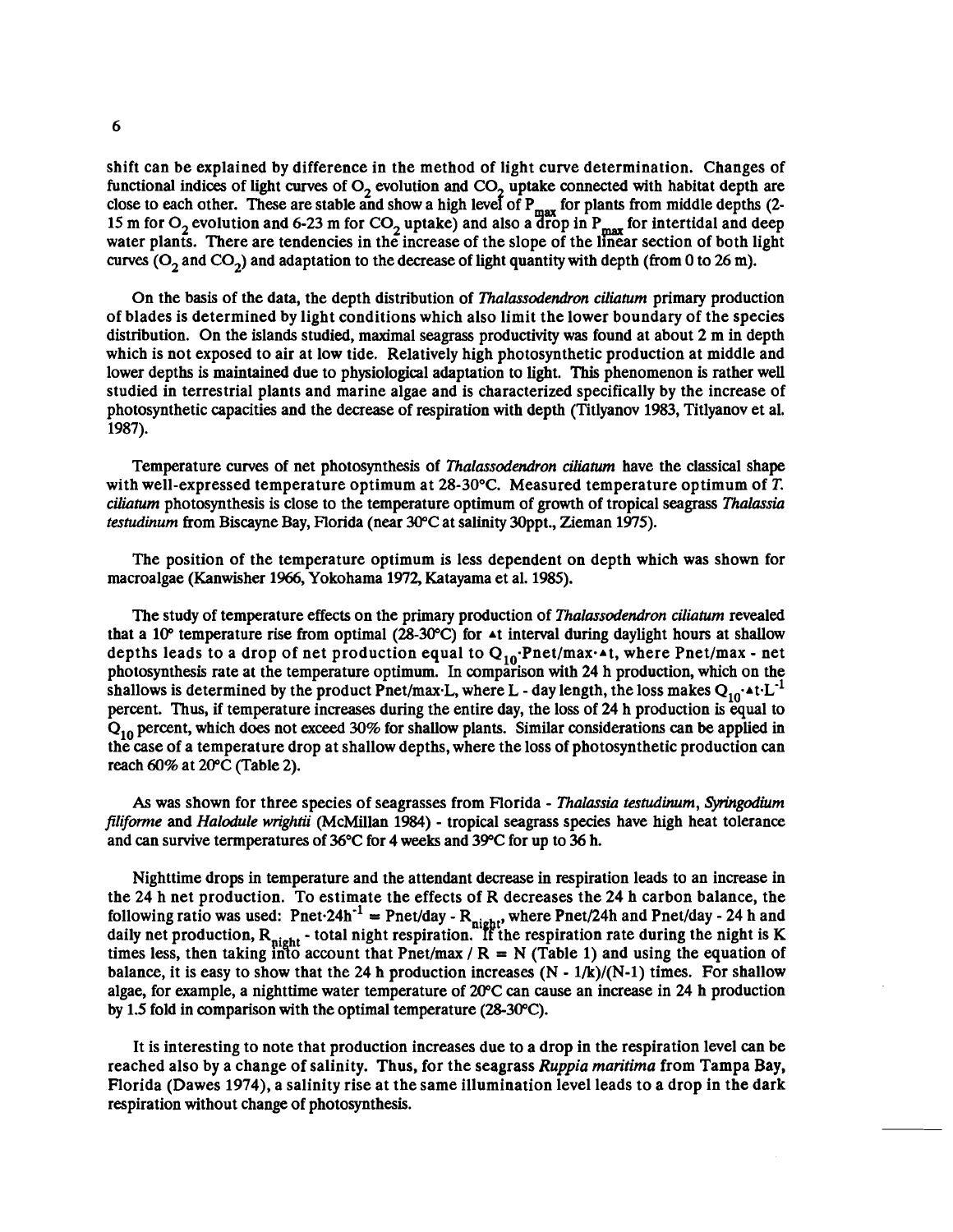shift can be explained by difference in the method of light curve determination. Changes of functional indices of light curves of $O_2$ evolution and $CO_2$ uptake connected with habitat depth are close to each other. These are stable and show a high level of $P_{max}$ for plants from middle depths (2-15 m for $O_2$ evolution and 6-23 m for $CO_2$ uptake) and also a drop in $P_{max}$ for intertidal and deep water plants. There are tendencies in the increase of the slope of the linear section of both light curves ($O_2$ and $CO_2$) and adaptation to the decrease of light quantity with depth (from 0 to 26 m).

On the basis of the data, the depth distribution of *Thalassodendron ciliatum* primary production of blades is determined by light conditions which also limit the lower boundary of the species distribution. On the islands studied, maximal seagrass productivity was found at about 2 m in depth which is not exposed to air at low tide. Relatively high photosynthetic production at middle and lower depths is maintained due to physiological adaptation to light. This phenomenon is rather well studied in terrestrial plants and marine algae and is characterized specifically by the increase of photosynthetic capacities and the decrease of respiration with depth (Titlyanov 1983, Titlyanov et al. 1987).

Temperature curves of net photosynthesis of *Thalassodendron ciliatum* have the classical shape with well-expressed temperature optimum at 28-30°C. Measured temperature optimum of *T. ciliatum* photosynthesis is close to the temperature optimum of growth of tropical seagrass *Thalassia testudinum* from Biscayne Bay, Florida (near 30°C at salinity 30ppt., Zieman 1975).

The position of the temperature optimum is less dependent on depth which was shown for macroalgae (Kanwisher 1966, Yokohama 1972, Katayama et al. 1985).

The study of temperature effects on the primary production of *Thalassodendron ciliatum* revealed that a 10° temperature rise from optimal (28-30°C) for $\Delta t$ interval during daylight hours at shallow depths leads to a drop of net production equal to $Q_{10} \cdot Pnet/max \cdot \Delta t$, where Pnet/max - net photosynthesis rate at the temperature optimum. In comparison with 24 h production, which on the shallows is determined by the product $Pnet/max \cdot L$, where L - day length, the loss makes $Q_{10} \cdot \Delta t \cdot L^{-1}$ percent. Thus, if temperature increases during the entire day, the loss of 24 h production is equal to $Q_{10}$ percent, which does not exceed 30% for shallow plants. Similar considerations can be applied in the case of a temperature drop at shallow depths, where the loss of photosynthetic production can reach 60% at 20°C (Table 2).

As was shown for three species of seagrasses from Florida - *Thalassia testudinum*, *Syringodium filiforme* and *Halodule wrightii* (McMillan 1984) - tropical seagrass species have high heat tolerance and can survive termperatures of 36°C for 4 weeks and 39°C for up to 36 h.

Nighttime drops in temperature and the attendant decrease in respiration leads to an increase in the 24 h net production. To estimate the effects of R decreases the 24 h carbon balance, the following ratio was used: $Pnet \cdot 24h^{-1} = Pnet/day - R_{night}$, where Pnet/24h and Pnet/day - 24 h and daily net production, $R_{night}$ - total night respiration. If the respiration rate during the night is K times less, then taking into account that Pnet/max / R = N (Table 1) and using the equation of balance, it is easy to show that the 24 h production increases $(N - 1/k)/(N-1)$ times. For shallow algae, for example, a nighttime water temperature of 20°C can cause an increase in 24 h production by 1.5 fold in comparison with the optimal temperature (28-30°C).

It is interesting to note that production increases due to a drop in the respiration level can be reached also by a change of salinity. Thus, for the seagrass *Ruppia maritima* from Tampa Bay, Florida (Dawes 1974), a salinity rise at the same illumination level leads to a drop in the dark respiration without change of photosynthesis.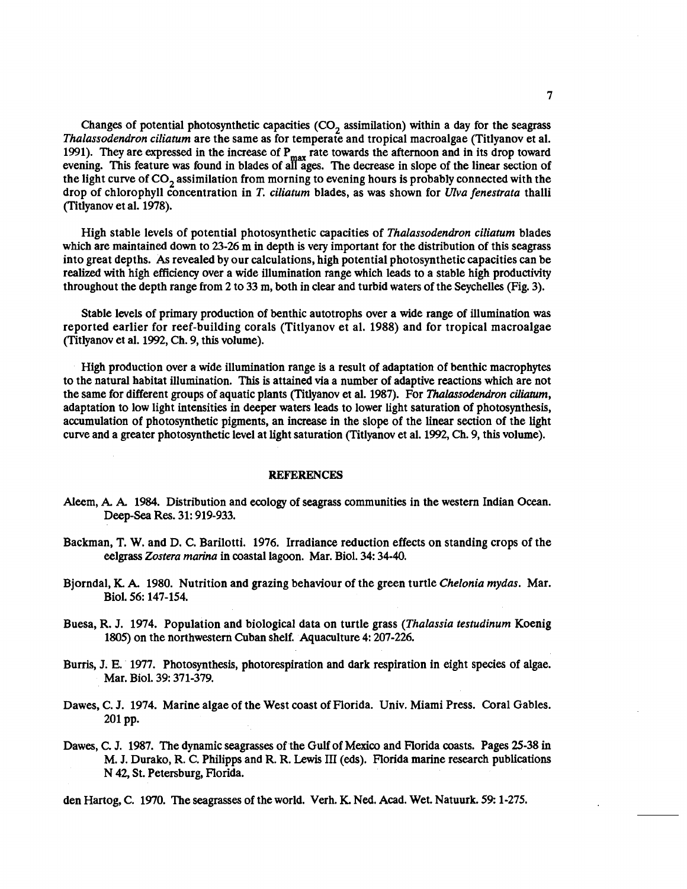Changes of potential photosynthetic capacities ($CO_2$ assimilation) within a day for the seagrass *Thalassodendron ciliatum* are the same as for temperate and tropical macroalgae (Titlyanov et al. 1991). They are expressed in the increase of $P_{max}$ rate towards the afternoon and in its drop toward evening. This feature was found in blades of all ages. The decrease in slope of the linear section of the light curve of $CO_2$ assimilation from morning to evening hours is probably connected with the drop of chlorophyll concentration in *T. ciliatum* blades, as was shown for *Ulva fenestrata* thalli (Titlyanov et al. 1978).

High stable levels of potential photosynthetic capacities of *Thalassodendron ciliatum* blades which are maintained down to 23-26 m in depth is very important for the distribution of this seagrass into great depths. As revealed by our calculations, high potential photosynthetic capacities can be realized with high efficiency over a wide illumination range which leads to a stable high productivity throughout the depth range from 2 to 33 m, both in clear and turbid waters of the Seychelles (Fig. 3).

Stable levels of primary production of benthic autotrophs over a wide range of illumination was reported earlier for reef-building corals (Titlyanov et al. 1988) and for tropical macroalgae (Titlyanov et al. 1992, Ch. 9, this volume).

High production over a wide illumination range is a result of adaptation of benthic macrophytes to the natural habitat illumination. This is attained via a number of adaptive reactions which are not the same for different groups of aquatic plants (Titlyanov et al. 1987). For *Thalassodendron ciliatum*, adaptation to low light intensities in deeper waters leads to lower light saturation of photosynthesis, accumulation of photosynthetic pigments, an increase in the slope of the linear section of the light curve and a greater photosynthetic level at light saturation (Titlyanov et al. 1992, Ch. 9, this volume).

## REFERENCES

Aleem, A. A. 1984. Distribution and ecology of seagrass communities in the western Indian Ocean. Deep-Sea Res. 31: 919-933.

Backman, T. W. and D. C. Barilotti. 1976. Irradiance reduction effects on standing crops of the eelgrass *Zostera marina* in coastal lagoon. Mar. Biol. 34: 34-40.

Bjorndal, K. A. 1980. Nutrition and grazing behaviour of the green turtle *Chelonia mydas*. Mar. Biol. 56: 147-154.

Buesa, R. J. 1974. Population and biological data on turtle grass (*Thalassia testudinum* Koenig 1805) on the northwestern Cuban shelf. Aquaculture 4: 207-226.

Burris, J. E. 1977. Photosynthesis, photorespiration and dark respiration in eight species of algae. Mar. Biol. 39: 371-379.

Dawes, C. J. 1974. Marine algae of the West coast of Florida. Univ. Miami Press. Coral Gables. 201 pp.

Dawes, C. J. 1987. The dynamic seagrasses of the Gulf of Mexico and Florida coasts. Pages 25-38 in M. J. Durako, R. C. Philipps and R. R. Lewis III (eds). Florida marine research publications N 42, St. Petersburg, Florida.

den Hartog, C. 1970. The seagrasses of the world. Verh. K. Ned. Acad. Wet. Natuurk. 59: 1-275.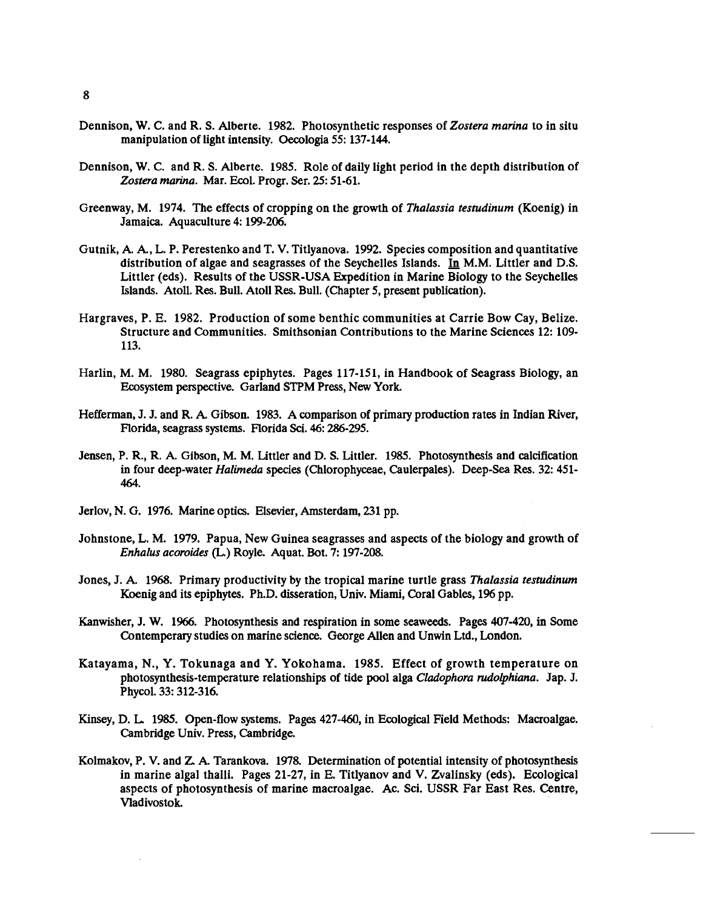Dennison, W. C. and R. S. Alberte. 1982. Photosynthetic responses of *Zostera marina* to in situ manipulation of light intensity. Oecologia 55: 137-144.

Dennison, W. C. and R. S. Alberte. 1985. Role of daily light period in the depth distribution of *Zostera marina*. Mar. Ecol. Progr. Ser. 25: 51-61.

Greenway, M. 1974. The effects of cropping on the growth of *Thalassia testudinum* (Koenig) in Jamaica. Aquaculture 4: 199-206.

Gutnik, A. A., L. P. Perestenko and T. V. Titlyanova. 1992. Species composition and quantitative distribution of algae and seagrasses of the Seychelles Islands. In M.M. Littler and D.S. Littler (eds). Results of the USSR-USA Expedition in Marine Biology to the Seychelles Islands. Atoll. Res. Bull. Atoll Res. Bull. (Chapter 5, present publication).

Hargraves, P. E. 1982. Production of some benthic communities at Carrie Bow Cay, Belize. Structure and Communities. Smithsonian Contributions to the Marine Sciences 12: 109-113.

Harlin, M. M. 1980. Seagrass epiphytes. Pages 117-151, in Handbook of Seagrass Biology, an Ecosystem perspective. Garland STPM Press, New York.

Hefferman, J. J. and R. A. Gibson. 1983. A comparison of primary production rates in Indian River, Florida, seagrass systems. Florida Sci. 46: 286-295.

Jensen, P. R., R. A. Gibson, M. M. Littler and D. S. Littler. 1985. Photosynthesis and calcification in four deep-water *Halimeda* species (Chlorophyceae, Caulerpales). Deep-Sea Res. 32: 451-464.

Jerlov, N. G. 1976. Marine optics. Elsevier, Amsterdam, 231 pp.

Johnstone, L. M. 1979. Papua, New Guinea seagrasses and aspects of the biology and growth of *Enhalus acoroides* (L.) Royle. Aquat. Bot. 7: 197-208.

Jones, J. A. 1968. Primary productivity by the tropical marine turtle grass *Thalassia testudinum* Koenig and its epiphytes. Ph.D. disseration, Univ. Miami, Coral Gables, 196 pp.

Kanwisher, J. W. 1966. Photosynthesis and respiration in some seaweeds. Pages 407-420, in Some Contemperary studies on marine science. George Allen and Unwin Ltd., London.

Katayama, N., Y. Tokunaga and Y. Yokohama. 1985. Effect of growth temperature on photosynthesis-temperature relationships of tide pool alga *Cladophora rudolphiana*. Jap. J. Phycol. 33: 312-316.

Kinsey, D. L. 1985. Open-flow systems. Pages 427-460, in Ecological Field Methods: Macroalgae. Cambridge Univ. Press, Cambridge.

Kolmakov, P. V. and Z. A. Tarankova. 1978. Determination of potential intensity of photosynthesis in marine algal thalli. Pages 21-27, in E. Titlyanov and V. Zvalinsky (eds). Ecological aspects of photosynthesis of marine macroalgae. Ac. Sci. USSR Far East Res. Centre, Vladivostok.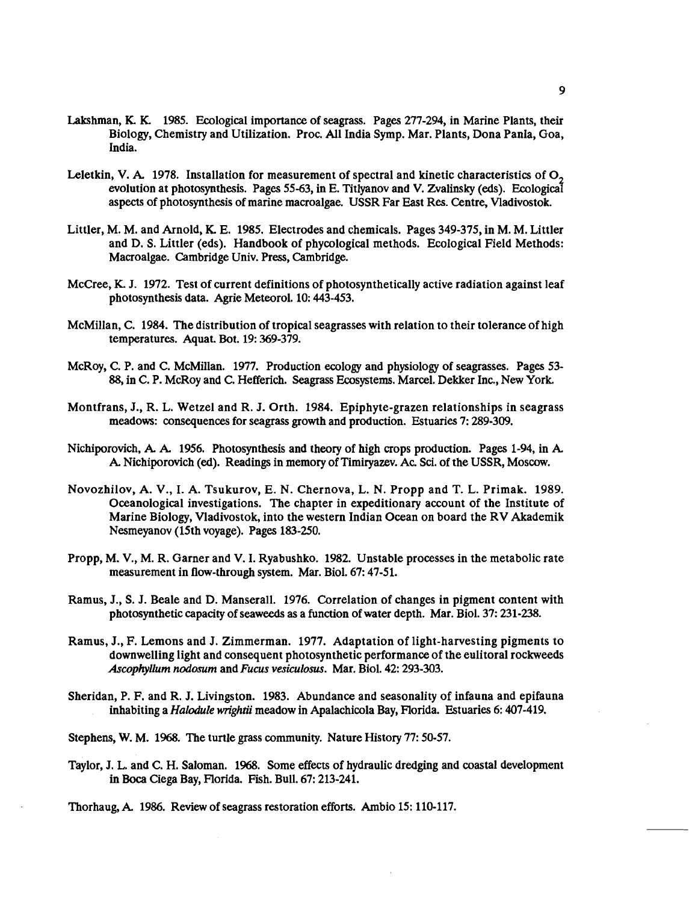Lakshman, K. K. 1985. Ecological importance of seagrass. Pages 277-294, in Marine Plants, their Biology, Chemistry and Utilization. Proc. All India Symp. Mar. Plants, Dona Panla, Goa, India.

Leletkin, V. A. 1978. Installation for measurement of spectral and kinetic characteristics of $O_2$ evolution at photosynthesis. Pages 55-63, in E. Titlyanov and V. Zvalinsky (eds). Ecological aspects of photosynthesis of marine macroalgae. USSR Far East Res. Centre, Vladivostok.

Littler, M. M. and Arnold, K. E. 1985. Electrodes and chemicals. Pages 349-375, in M. M. Littler and D. S. Littler (eds). Handbook of phycological methods. Ecological Field Methods: Macroalgae. Cambridge Univ. Press, Cambridge.

McCree, K. J. 1972. Test of current definitions of photosynthetically active radiation against leaf photosynthesis data. Agrie Meteorol. 10: 443-453.

McMillan, C. 1984. The distribution of tropical seagrasses with relation to their tolerance of high temperatures. Aquat. Bot. 19: 369-379.

McRoy, C. P. and C. McMillan. 1977. Production ecology and physiology of seagrasses. Pages 53-88, in C. P. McRoy and C. Hefferich. Seagrass Ecosystems. Marcel. Dekker Inc., New York.

Montfrans, J., R. L. Wetzel and R. J. Orth. 1984. Epiphyte-grazen relationships in seagrass meadows: consequences for seagrass growth and production. Estuaries 7: 289-309.

Nichiporovich, A. A. 1956. Photosynthesis and theory of high crops production. Pages 1-94, in A. A. Nichiporovich (ed). Readings in memory of Timiryazev. Ac. Sci. of the USSR, Moscow.

Novozhilov, A. V., I. A. Tsukurov, E. N. Chernova, L. N. Propp and T. L. Primak. 1989. Oceanological investigations. The chapter in expeditionary account of the Institute of Marine Biology, Vladivostok, into the western Indian Ocean on board the RV Akademik Nesmeyanov (15th voyage). Pages 183-250.

Propp, M. V., M. R. Garner and V. I. Ryabushko. 1982. Unstable processes in the metabolic rate measurement in flow-through system. Mar. Biol. 67: 47-51.

Ramus, J., S. J. Beale and D. Manserall. 1976. Correlation of changes in pigment content with photosynthetic capacity of seaweeds as a function of water depth. Mar. Biol. 37: 231-238.

Ramus, J., F. Lemons and J. Zimmerman. 1977. Adaptation of light-harvesting pigments to downwelling light and consequent photosynthetic performance of the eulitoral rockweeds *Ascophyllum nodosum* and *Fucus vesiculosus*. Mar. Biol. 42: 293-303.

Sheridan, P. F. and R. J. Livingston. 1983. Abundance and seasonality of infauna and epifauna inhabiting a *Halodule wrightii* meadow in Apalachicola Bay, Florida. Estuaries 6: 407-419.

Stephens, W. M. 1968. The turtle grass community. Nature History 77: 50-57.

Taylor, J. L. and C. H. Saloman. 1968. Some effects of hydraulic dredging and coastal development in Boca Ciega Bay, Florida. Fish. Bull. 67: 213-241.

Thorhaug, A. 1986. Review of seagrass restoration efforts. Ambio 15: 110-117.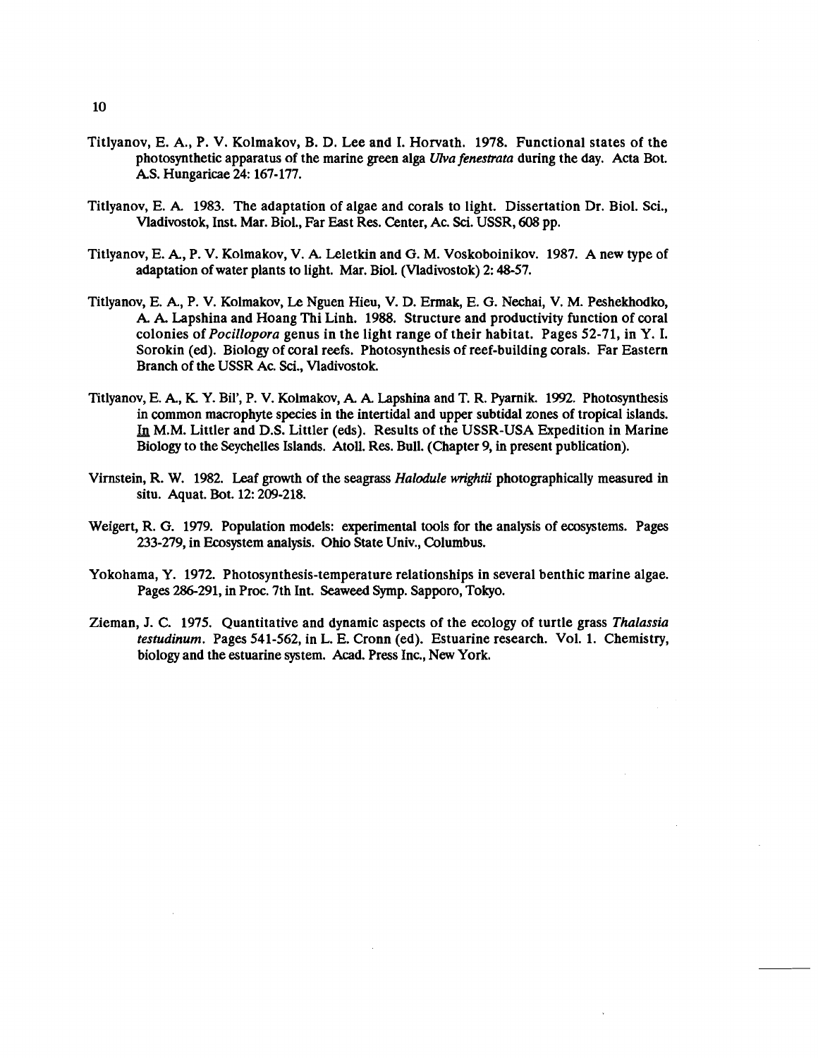Titlyanov, E. A., P. V. Kolmakov, B. D. Lee and I. Horvath. 1978. Functional states of the photosynthetic apparatus of the marine green alga *Ulva fenestrata* during the day. Acta Bot. A.S. Hungaricae 24: 167-177.

Titlyanov, E. A. 1983. The adaptation of algae and corals to light. Dissertation Dr. Biol. Sci., Vladivostok, Inst. Mar. Biol., Far East Res. Center, Ac. Sci. USSR, 608 pp.

Titlyanov, E. A., P. V. Kolmakov, V. A. Leletkin and G. M. Voskoboinikov. 1987. A new type of adaptation of water plants to light. Mar. Biol. (Vladivostok) 2: 48-57.

Titlyanov, E. A., P. V. Kolmakov, Le Nguen Hieu, V. D. Ermak, E. G. Nechai, V. M. Peshekhodko, A. A. Lapshina and Hoang Thi Linh. 1988. Structure and productivity function of coral colonies of *Pocillopora* genus in the light range of their habitat. Pages 52-71, in Y. I. Sorokin (ed). Biology of coral reefs. Photosynthesis of reef-building corals. Far Eastern Branch of the USSR Ac. Sci., Vladivostok.

Titlyanov, E. A., K. Y. Bil', P. V. Kolmakov, A. A. Lapshina and T. R. Pyarnik. 1992. Photosynthesis in common macrophyte species in the intertidal and upper subtidal zones of tropical islands. In M.M. Littler and D.S. Littler (eds). Results of the USSR-USA Expedition in Marine Biology to the Seychelles Islands. Atoll. Res. Bull. (Chapter 9, in present publication).

Virnstein, R. W. 1982. Leaf growth of the seagrass *Halodule wrightii* photographically measured in situ. Aquat. Bot. 12: 209-218.

Weigert, R. G. 1979. Population models: experimental tools for the analysis of ecosystems. Pages 233-279, in Ecosystem analysis. Ohio State Univ., Columbus.

Yokohama, Y. 1972. Photosynthesis-temperature relationships in several benthic marine algae. Pages 286-291, in Proc. 7th Int. Seaweed Symp. Sapporo, Tokyo.

Zieman, J. C. 1975. Quantitative and dynamic aspects of the ecology of turtle grass *Thalassia testudinum*. Pages 541-562, in L. E. Cronn (ed). Estuarine research. Vol. 1. Chemistry, biology and the estuarine system. Acad. Press Inc., New York.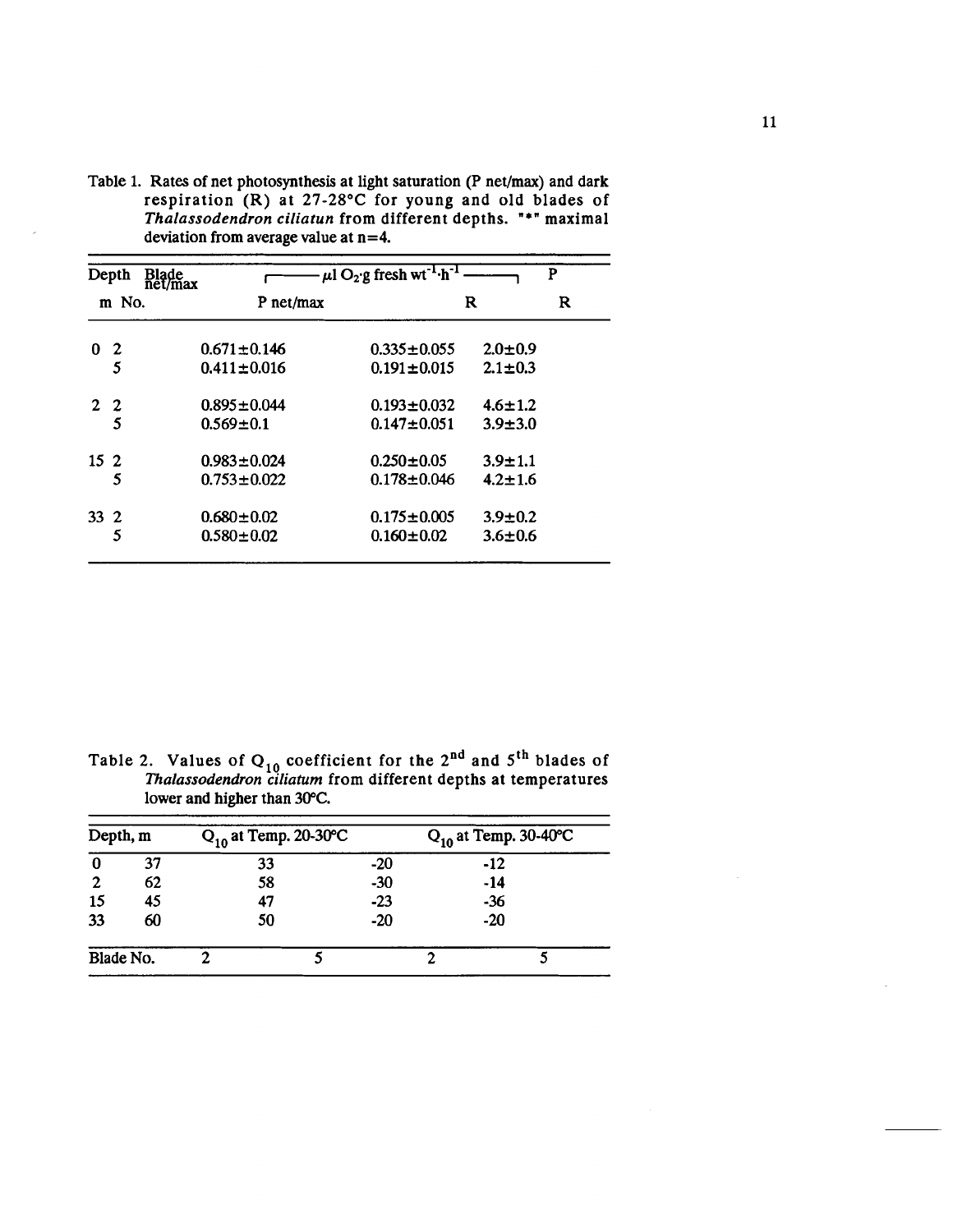Table 1. Rates of net photosynthesis at light saturation (P net/max) and dark respiration (R) at 27-28°C for young and old blades of *Thalassodendron ciliatun* from different depths. "*" maximal deviation from average value at n=4.

| Depth m | Blade No. | P net/max ($\mu l\ O_2 \cdot g$ fresh $wt^{-1} \cdot h^{-1}$) | R ($\mu l\ O_2 \cdot g$ fresh $wt^{-1} \cdot h^{-1}$) | P net/max / R |
|---|---|---|---|---|
| 0 | 2 | 0.671±0.146 | 0.335±0.055 | 2.0±0.9 |
| | 5 | 0.411±0.016 | 0.191±0.015 | 2.1±0.3 |
| 2 | 2 | 0.895±0.044 | 0.193±0.032 | 4.6±1.2 |
| | 5 | 0.569±0.1 | 0.147±0.051 | 3.9±3.0 |
| 15 | 2 | 0.983±0.024 | 0.250±0.05 | 3.9±1.1 |
| | 5 | 0.753±0.022 | 0.178±0.046 | 4.2±1.6 |
| 33 | 2 | 0.680±0.02 | 0.175±0.005 | 3.9±0.2 |
| | 5 | 0.580±0.02 | 0.160±0.02 | 3.6±0.6 |

Table 2. Values of $Q_{10}$ coefficient for the 2[nd] and 5[th] blades of *Thalassodendron ciliatum* from different depths at temperatures lower and higher than 30°C.

| Depth, m | $Q_{10}$ at Temp. 20-30°C | | $Q_{10}$ at Temp. 30-40°C | |
|---|---|---|---|---|
| 0 | 37 | 33 | -20 | -12 |
| 2 | 62 | 58 | -30 | -14 |
| 15 | 45 | 47 | -23 | -36 |
| 33 | 60 | 50 | -20 | -20 |
| Blade No. | 2 | 5 | 2 | 5 |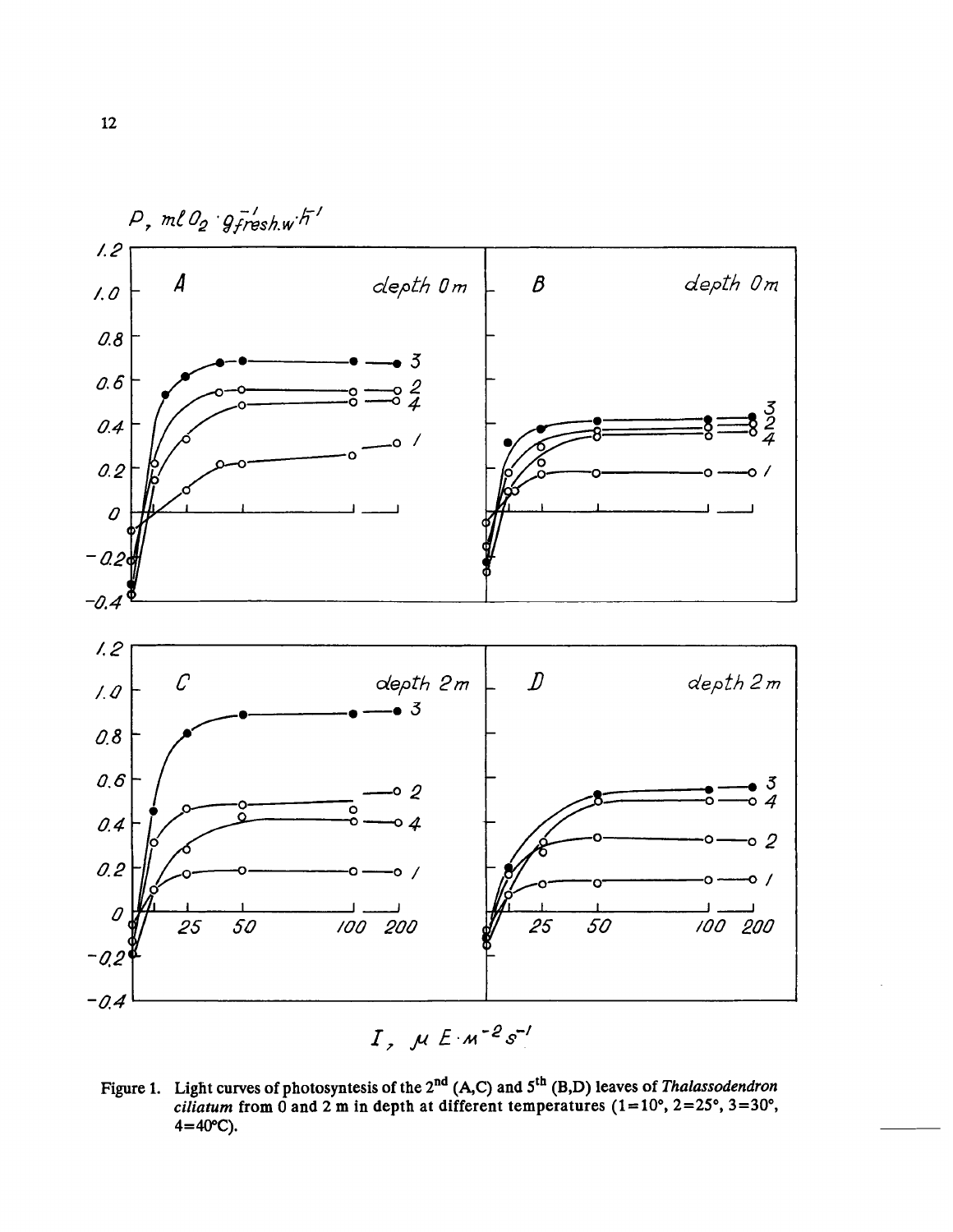Figure 1. Light curves of photosyntesis of the 2nd (A,C) and 5th (B,D) leaves of *Thalassodendron ciliatum* from 0 and 2 m in depth at different temperatures (1=10°, 2=25°, 3=30°, 4=40°C).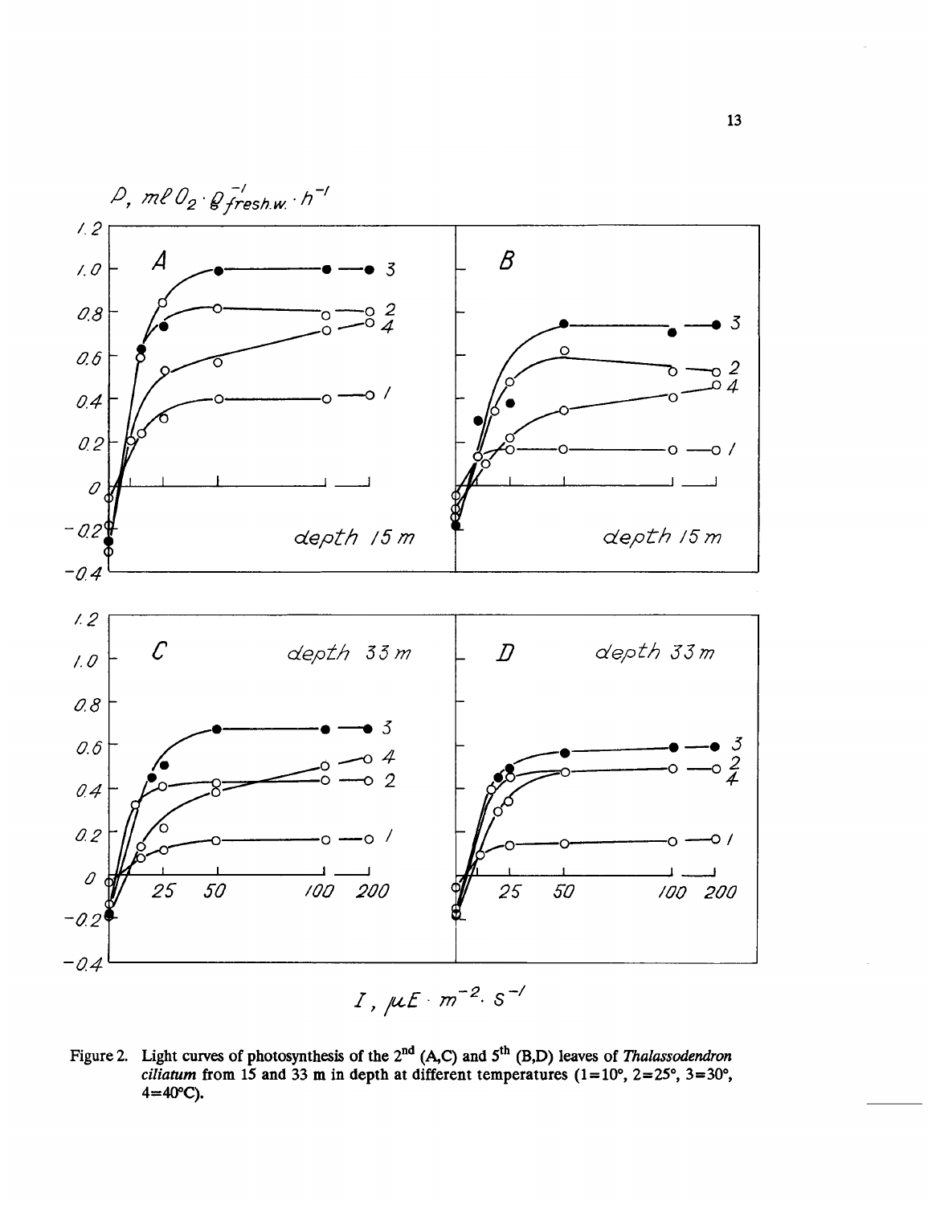Figure 2. Light curves of photosynthesis of the 2nd (A,C) and 5th (B,D) leaves of *Thalassodendron ciliatum* from 15 and 33 m in depth at different temperatures (1=10°, 2=25°, 3=30°, 4=40°C).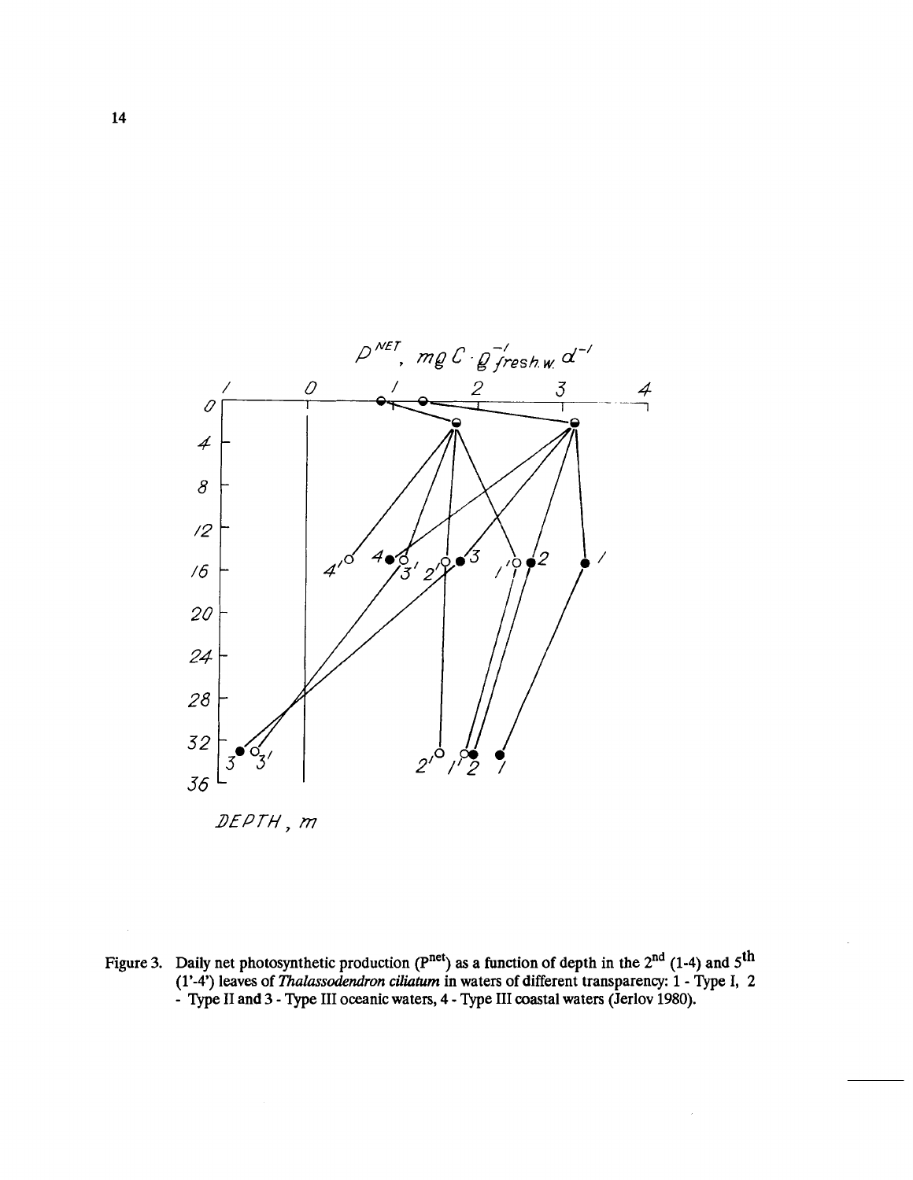Figure 3. Daily net photosynthetic production ($P^{net}$) as a function of depth in the $2^{nd}$ (1-4) and $5^{th}$ (1'-4') leaves of *Thalassodendron ciliatum* in waters of different transparency: 1 - Type I, 2 - Type II and 3 - Type III oceanic waters, 4 - Type III coastal waters (Jerlov 1980).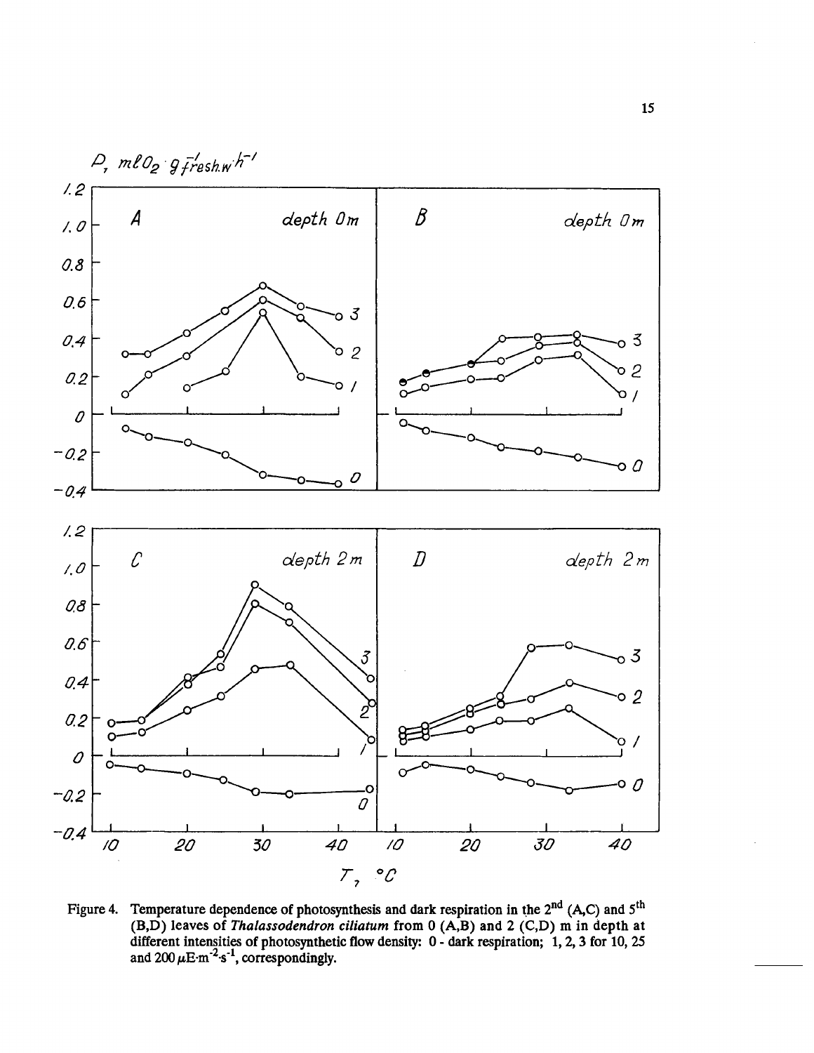Figure 4. Temperature dependence of photosynthesis and dark respiration in the 2[nd] (A,C) and 5[th] (B,D) leaves of *Thalassodendron ciliatum* from 0 (A,B) and 2 (C,D) m in depth at different intensities of photosynthetic flow density: 0 - dark respiration; 1, 2, 3 for 10, 25 and 200 $\mu E \cdot m^{-2} \cdot s^{-1}$, correspondingly.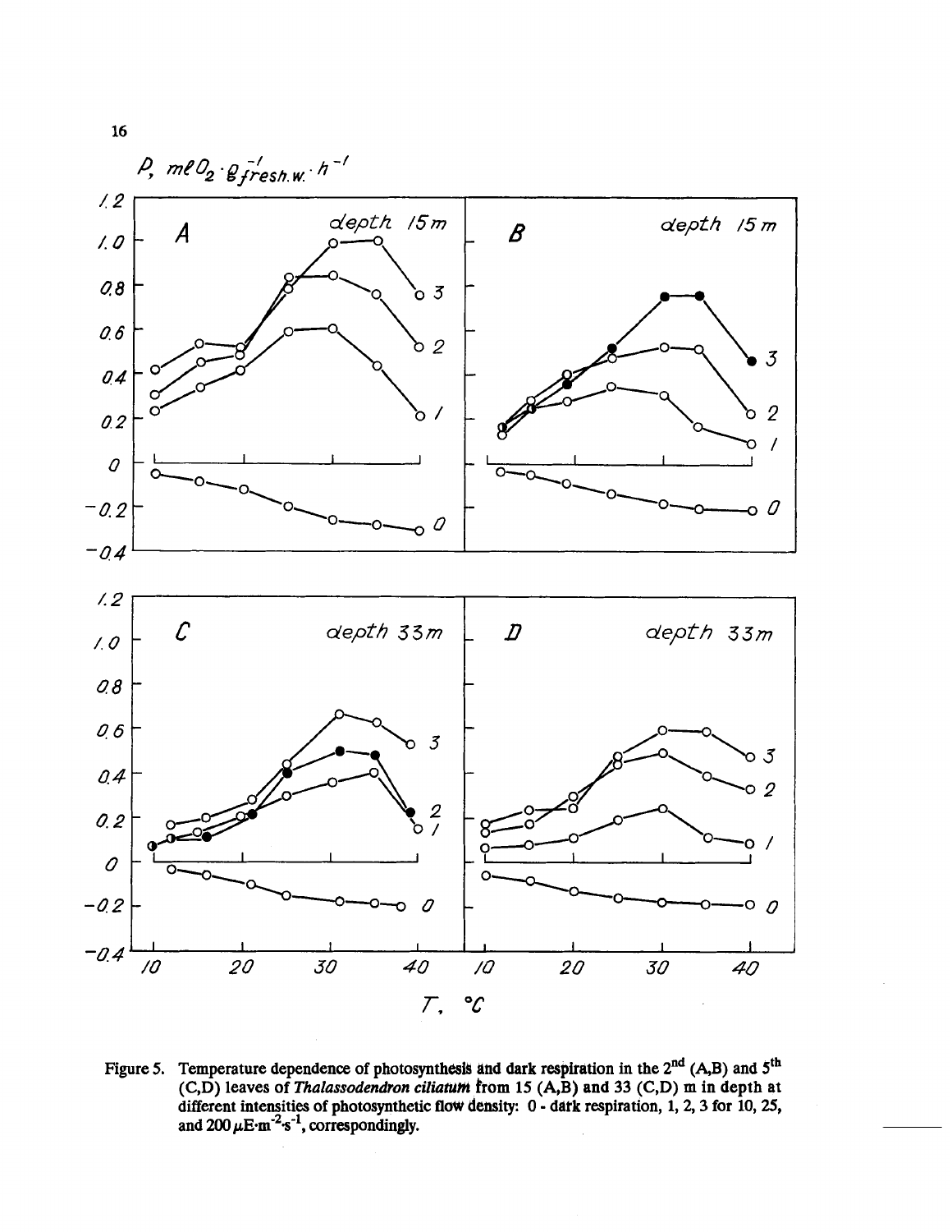Figure 5. Temperature dependence of photosynthesis and dark respiration in the 2nd (A,B) and 5th (C,D) leaves of *Thalassodendron ciliatum* from 15 (A,B) and 33 (C,D) m in depth at different intensities of photosynthetic flow density: 0 - dark respiration, 1, 2, 3 for 10, 25, and 200 $\mu E \cdot m^{-2} \cdot s^{-1}$, correspondingly.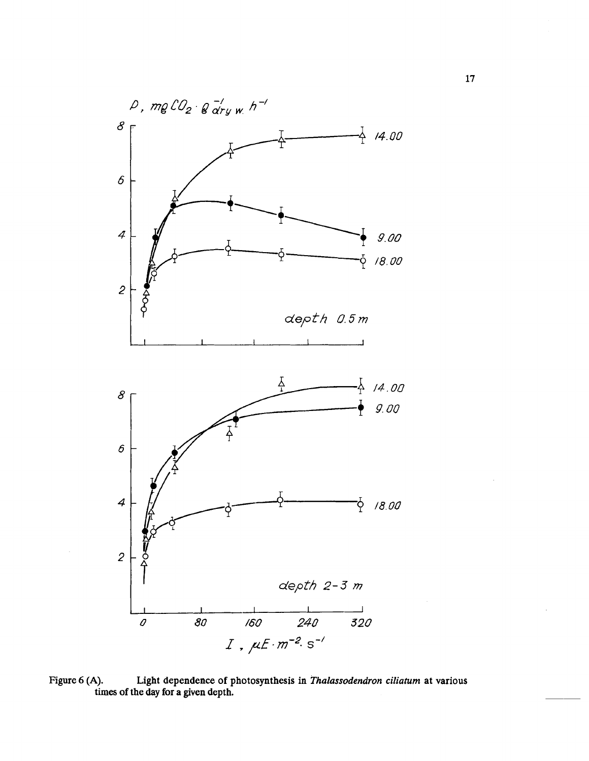Figure 6 (A). Light dependence of photosynthesis in *Thalassodendron ciliatum* at various times of the day for a given depth.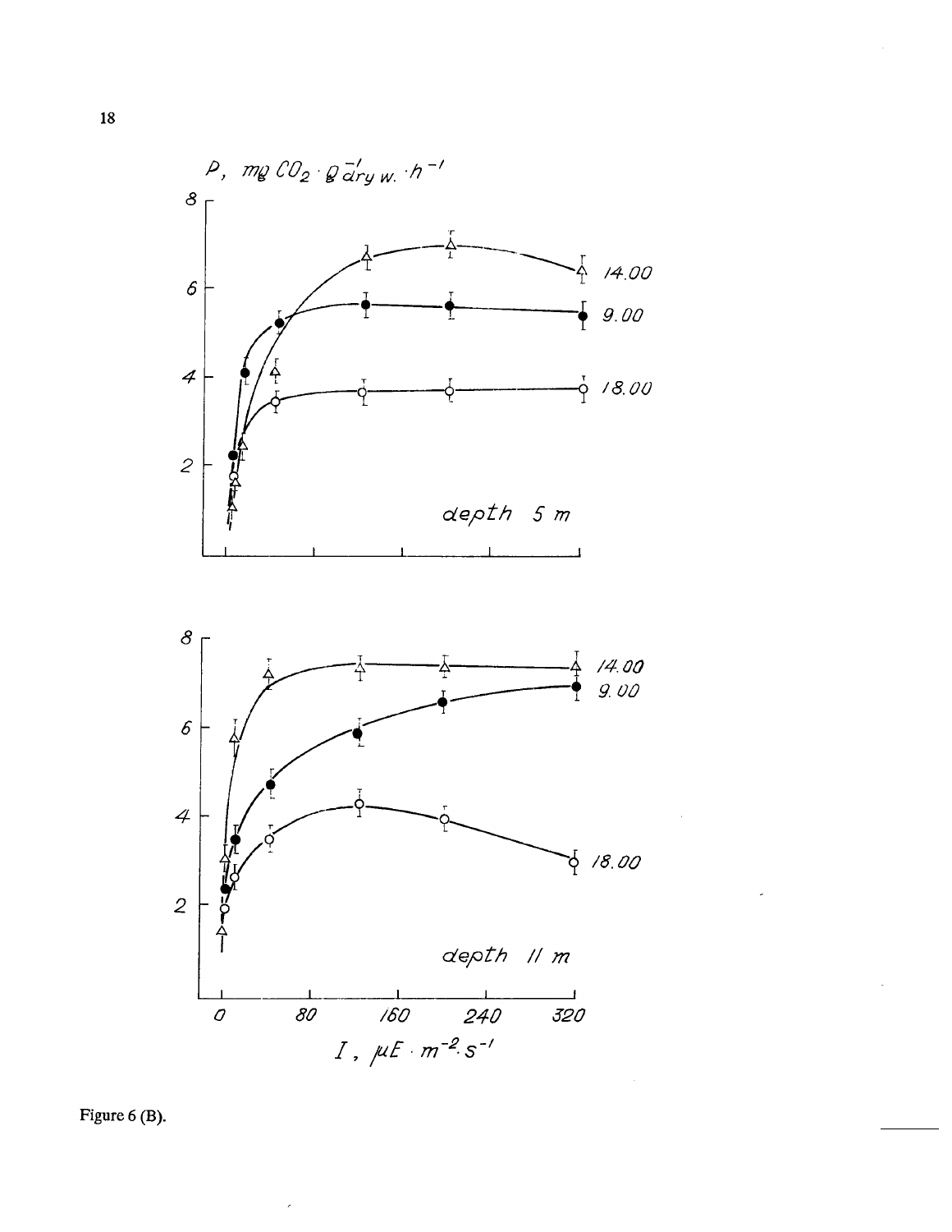Figure 6 (B).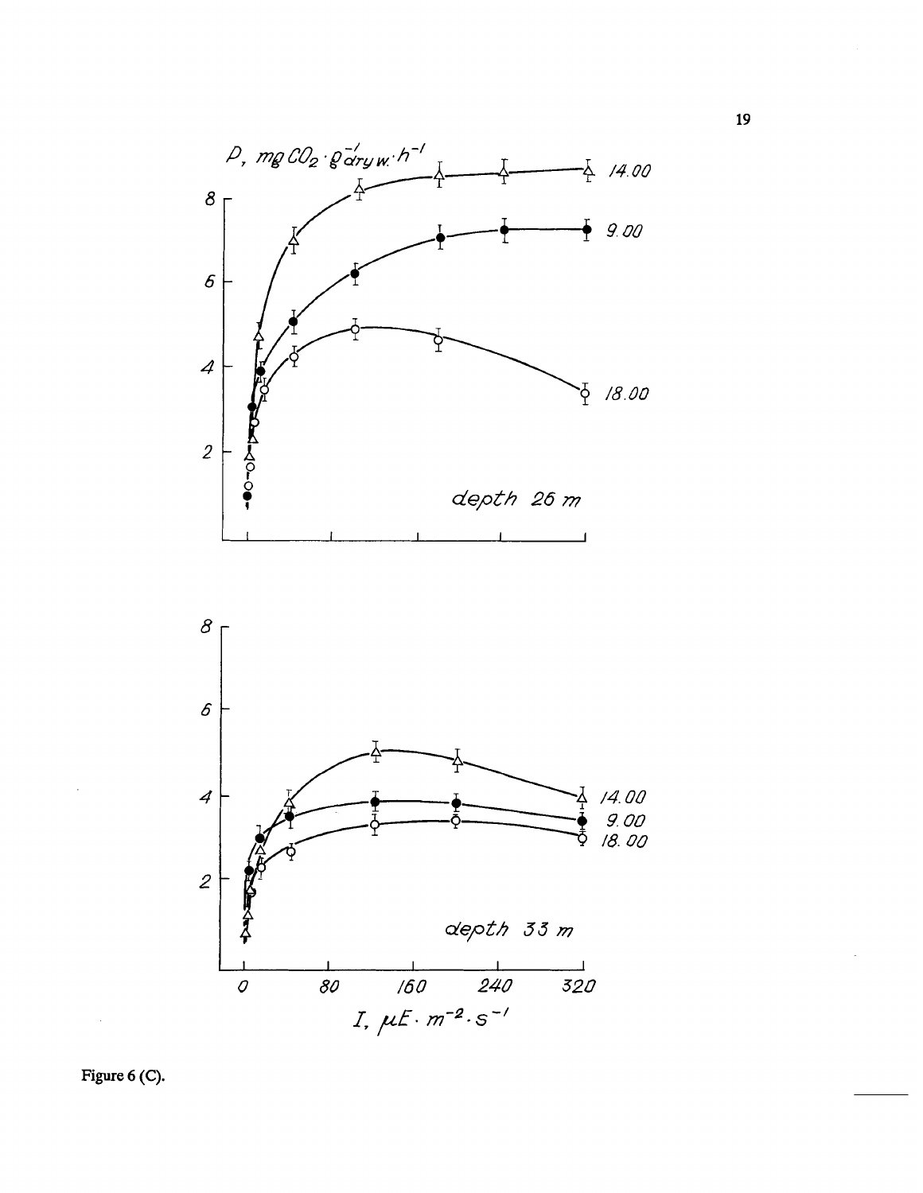Figure 6 (C).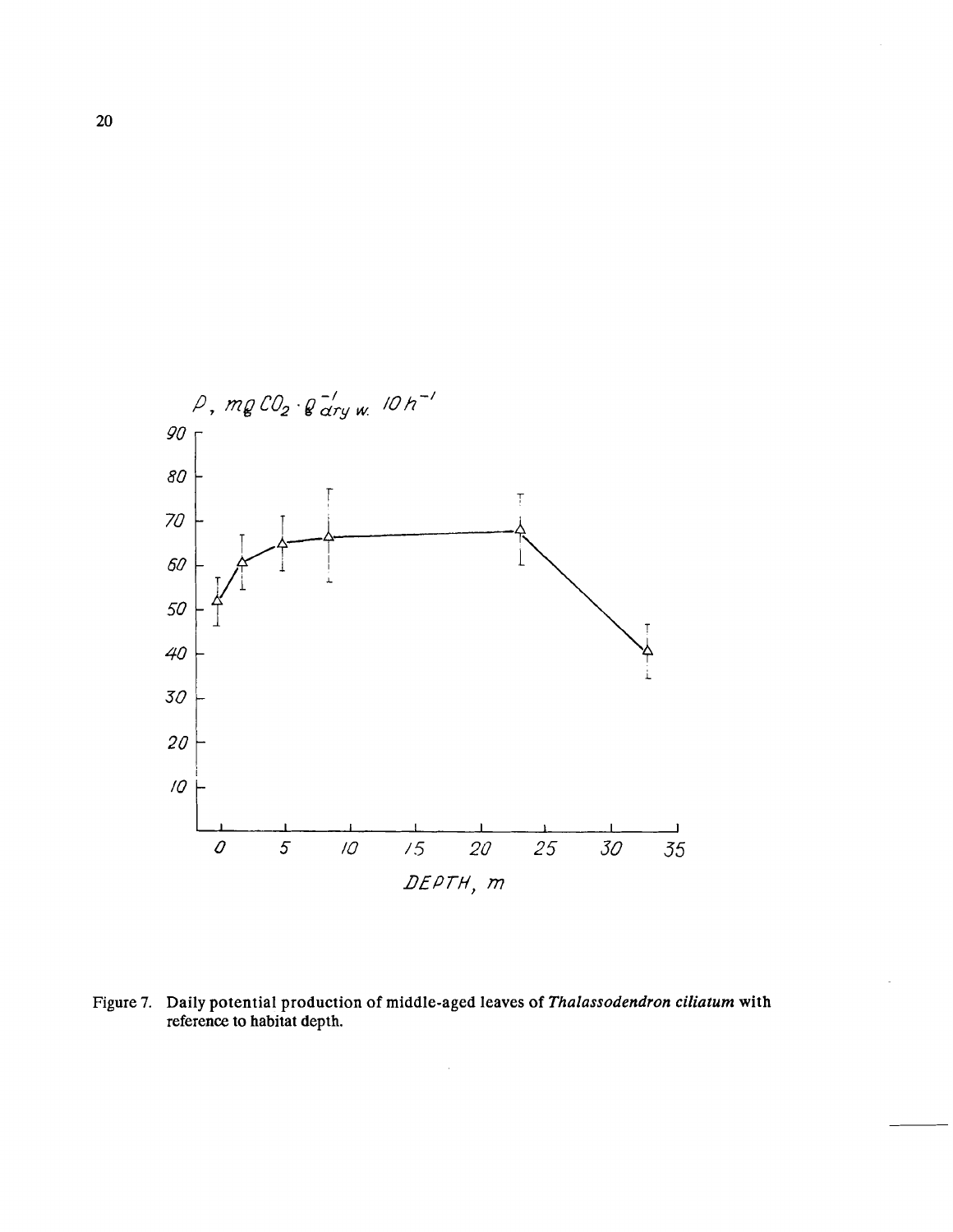$P$, mg $CO_2 \cdot g^{-1}_{dry\ w.}$ $10h^{-1}$

90
80
70
60
50
40
30
20
10

0 5 10 15 20 25 30 35

DEPTH, m

Figure 7. Daily potential production of middle-aged leaves of *Thalassodendron ciliatum* with reference to habitat depth.